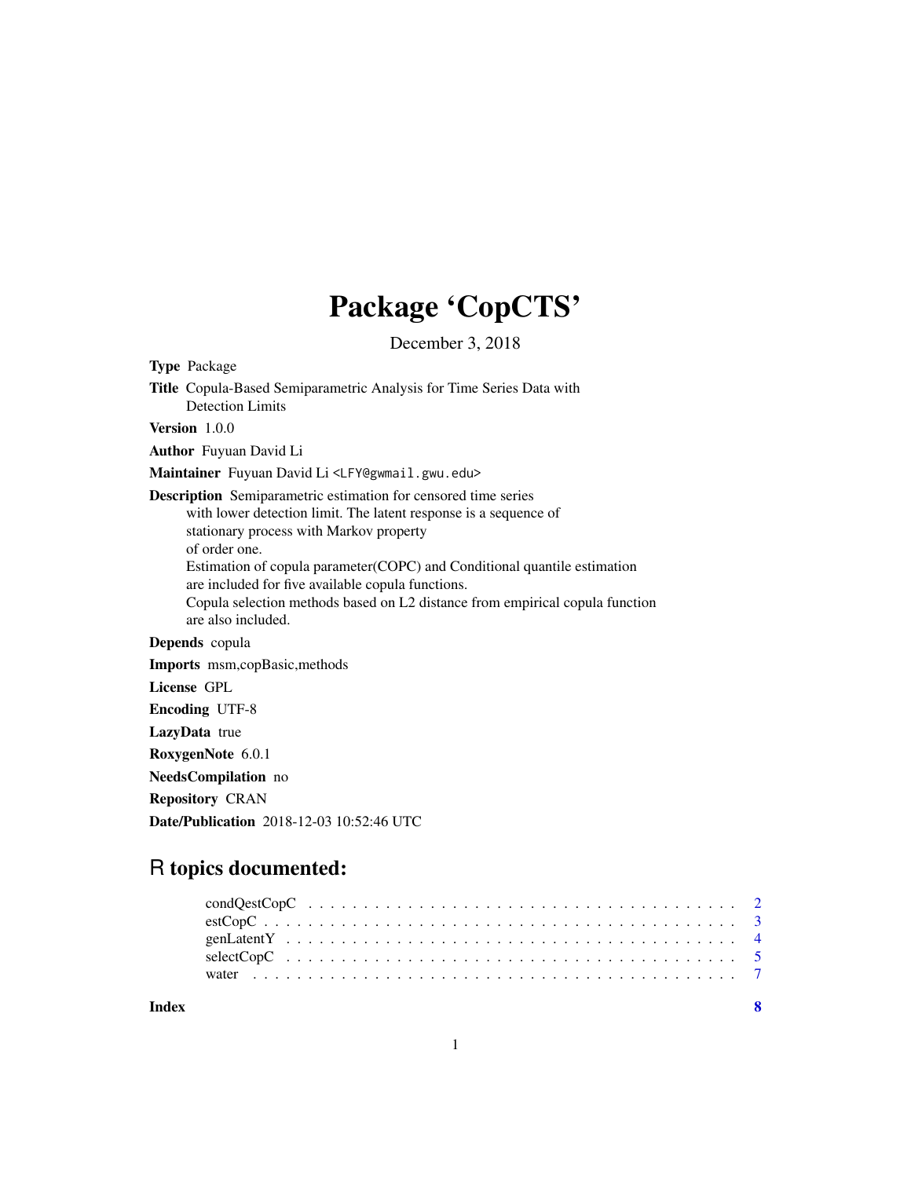# Package 'CopCTS'

December 3, 2018

**Type** Package

**Title** Copula-Based Semiparametric Analysis for Time Series Data with Detection Limits

**Version** 1.0.0

**Author** Fuyuan David Li

**Maintainer** Fuyuan David Li <LFY@gwmail.gwu.edu>

**Description** Semiparametric estimation for censored time series with lower detection limit. The latent response is a sequence of stationary process with Markov property of order one.
Estimation of copula parameter(COPC) and Conditional quantile estimation are included for five available copula functions.
Copula selection methods based on L2 distance from empirical copula function are also included.

**Depends** copula

**Imports** msm,copBasic,methods

**License** GPL

**Encoding** UTF-8

**LazyData** true

**RoxygenNote** 6.0.1

**NeedsCompilation** no

**Repository** CRAN

**Date/Publication** 2018-12-03 10:52:46 UTC

## R topics documented:

| | |
|---|---|
| condQestCopC | 2 |
| estCopC | 3 |
| genLatentY | 4 |
| selectCopC | 5 |
| water | 7 |
| **Index** | **8** |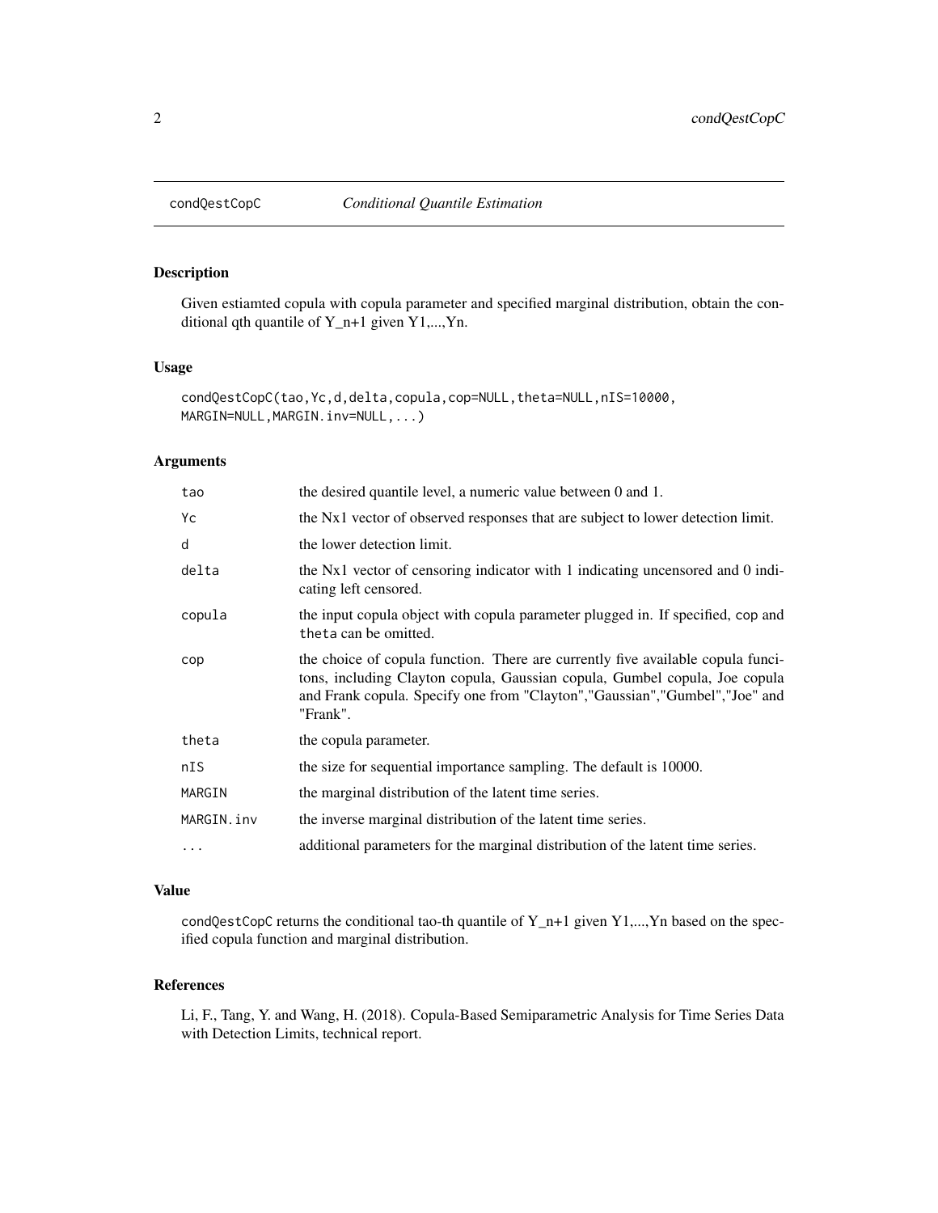# condQestCopC — *Conditional Quantile Estimation*

## Description

Given estiamted copula with copula parameter and specified marginal distribution, obtain the conditional qth quantile of Y_n+1 given Y1,...,Yn.

## Usage

```
condQestCopC(tao,Yc,d,delta,copula,cop=NULL,theta=NULL,nIS=10000,
MARGIN=NULL,MARGIN.inv=NULL,...)
```

## Arguments

| | |
|---|---|
| `tao` | the desired quantile level, a numeric value between 0 and 1. |
| `Yc` | the Nx1 vector of observed responses that are subject to lower detection limit. |
| `d` | the lower detection limit. |
| `delta` | the Nx1 vector of censoring indicator with 1 indicating uncensored and 0 indicating left censored. |
| `copula` | the input copula object with copula parameter plugged in. If specified, `cop` and `theta` can be omitted. |
| `cop` | the choice of copula function. There are currently five available copula funcitons, including Clayton copula, Gaussian copula, Gumbel copula, Joe copula and Frank copula. Specify one from "Clayton","Gaussian","Gumbel","Joe" and "Frank". |
| `theta` | the copula parameter. |
| `nIS` | the size for sequential importance sampling. The default is 10000. |
| `MARGIN` | the marginal distribution of the latent time series. |
| `MARGIN.inv` | the inverse marginal distribution of the latent time series. |
| `...` | additional parameters for the marginal distribution of the latent time series. |

## Value

`condQestCopC` returns the conditional tao-th quantile of Y_n+1 given Y1,...,Yn based on the specified copula function and marginal distribution.

## References

Li, F., Tang, Y. and Wang, H. (2018). Copula-Based Semiparametric Analysis for Time Series Data with Detection Limits, technical report.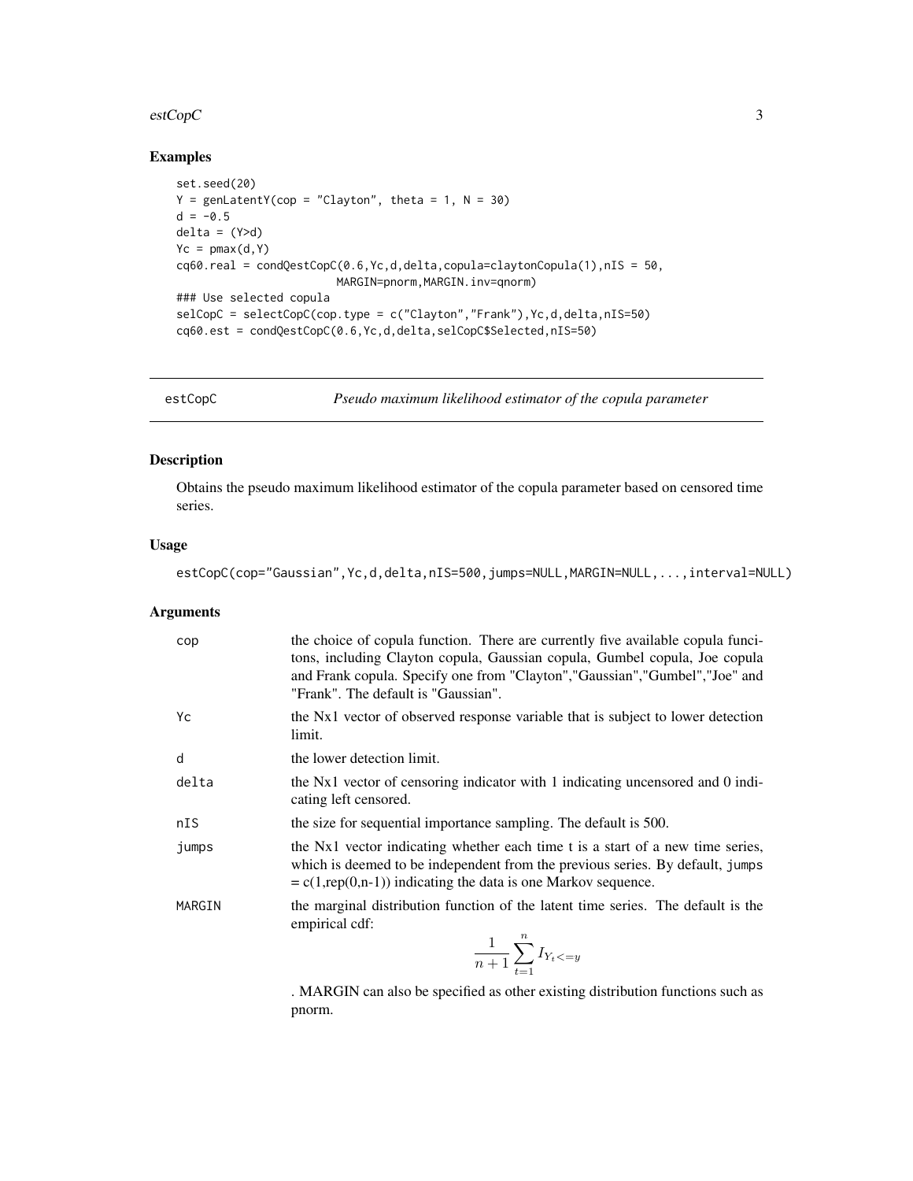## Examples

```
set.seed(20)
Y = genLatentY(cop = "Clayton", theta = 1, N = 30)
d = -0.5
delta = (Y>d)
Yc = pmax(d,Y)
cq60.real = condQestCopC(0.6,Yc,d,delta,copula=claytonCopula(1),nIS = 50,
                        MARGIN=pnorm,MARGIN.inv=qnorm)
### Use selected copula
selCopC = selectCopC(cop.type = c("Clayton","Frank"),Yc,d,delta,nIS=50)
cq60.est = condQestCopC(0.6,Yc,d,delta,selCopC$Selected,nIS=50)
```

---

# estCopC — *Pseudo maximum likelihood estimator of the copula parameter*

## Description

Obtains the pseudo maximum likelihood estimator of the copula parameter based on censored time series.

## Usage

```
estCopC(cop="Gaussian",Yc,d,delta,nIS=500,jumps=NULL,MARGIN=NULL,...,interval=NULL)
```

## Arguments

| | |
|---|---|
| cop | the choice of copula function. There are currently five available copula funcitons, including Clayton copula, Gaussian copula, Gumbel copula, Joe copula and Frank copula. Specify one from "Clayton","Gaussian","Gumbel","Joe" and "Frank". The default is "Gaussian". |
| Yc | the Nx1 vector of observed response variable that is subject to lower detection limit. |
| d | the lower detection limit. |
| delta | the Nx1 vector of censoring indicator with 1 indicating uncensored and 0 indicating left censored. |
| nIS | the size for sequential importance sampling. The default is 500. |
| jumps | the Nx1 vector indicating whether each time t is a start of a new time series, which is deemed to be independent from the previous series. By default, jumps = c(1,rep(0,n-1)) indicating the data is one Markov sequence. |
| MARGIN | the marginal distribution function of the latent time series. The default is the empirical cdf: $$\frac{1}{n+1}\sum_{t=1}^{n} I_{Y_t<=y}$$ . MARGIN can also be specified as other existing distribution functions such as pnorm. |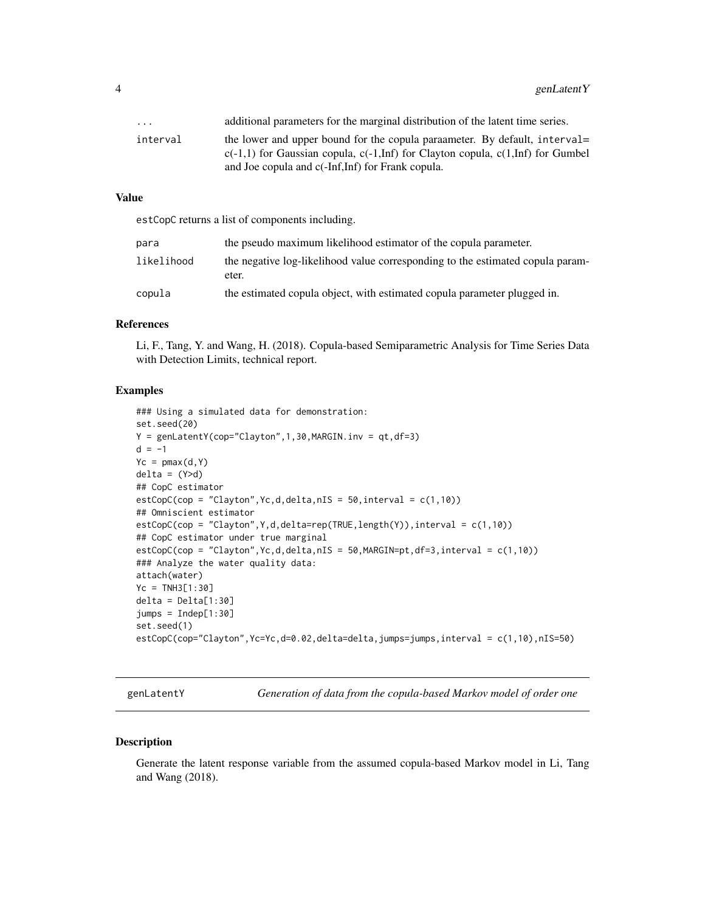| | |
|---|---|
| ... | additional parameters for the marginal distribution of the latent time series. |
| interval | the lower and upper bound for the copula paraameter. By default, interval= c(-1,1) for Gaussian copula, c(-1,Inf) for Clayton copula, c(1,Inf) for Gumbel and Joe copula and c(-Inf,Inf) for Frank copula. |

### Value

estCopC returns a list of components including.

| | |
|---|---|
| para | the pseudo maximum likelihood estimator of the copula parameter. |
| likelihood | the negative log-likelihood value corresponding to the estimated copula parameter. |
| copula | the estimated copula object, with estimated copula parameter plugged in. |

### References

Li, F., Tang, Y. and Wang, H. (2018). Copula-based Semiparametric Analysis for Time Series Data with Detection Limits, technical report.

### Examples

```
### Using a simulated data for demonstration:
set.seed(20)
Y = genLatentY(cop="Clayton",1,30,MARGIN.inv = qt,df=3)
d = -1
Yc = pmax(d,Y)
delta = (Y>d)
## CopC estimator
estCopC(cop = "Clayton",Yc,d,delta,nIS = 50,interval = c(1,10))
## Omniscient estimator
estCopC(cop = "Clayton",Y,d,delta=rep(TRUE,length(Y)),interval = c(1,10))
## CopC estimator under true marginal
estCopC(cop = "Clayton",Yc,d,delta,nIS = 50,MARGIN=pt,df=3,interval = c(1,10))
### Analyze the water quality data:
attach(water)
Yc = TNH3[1:30]
delta = Delta[1:30]
jumps = Indep[1:30]
set.seed(1)
estCopC(cop="Clayton",Yc=Yc,d=0.02,delta=delta,jumps=jumps,interval = c(1,10),nIS=50)
```

---

## genLatentY — *Generation of data from the copula-based Markov model of order one*

### Description

Generate the latent response variable from the assumed copula-based Markov model in Li, Tang and Wang (2018).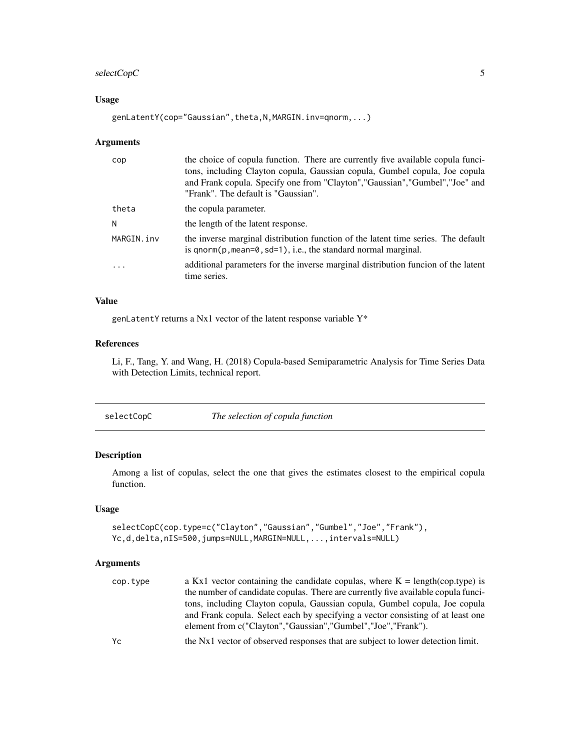## Usage

```
genLatentY(cop="Gaussian",theta,N,MARGIN.inv=qnorm,...)
```

## Arguments

| | |
|---|---|
| cop | the choice of copula function. There are currently five available copula funcitons, including Clayton copula, Gaussian copula, Gumbel copula, Joe copula and Frank copula. Specify one from "Clayton","Gaussian","Gumbel","Joe" and "Frank". The default is "Gaussian". |
| theta | the copula parameter. |
| N | the length of the latent response. |
| MARGIN.inv | the inverse marginal distribution function of the latent time series. The default is qnorm(p,mean=0,sd=1), i.e., the standard normal marginal. |
| ... | additional parameters for the inverse marginal distribution funcion of the latent time series. |

## Value

genLatentY returns a Nx1 vector of the latent response variable Y*

## References

Li, F., Tang, Y. and Wang, H. (2018) Copula-based Semiparametric Analysis for Time Series Data with Detection Limits, technical report.

---

# selectCopC — *The selection of copula function*

## Description

Among a list of copulas, select the one that gives the estimates closest to the empirical copula function.

## Usage

```
selectCopC(cop.type=c("Clayton","Gaussian","Gumbel","Joe","Frank"),
Yc,d,delta,nIS=500,jumps=NULL,MARGIN=NULL,...,intervals=NULL)
```

## Arguments

| | |
|---|---|
| cop.type | a Kx1 vector containing the candidate copulas, where K = length(cop.type) is the number of candidate copulas. There are currently five available copula funcitons, including Clayton copula, Gaussian copula, Gumbel copula, Joe copula and Frank copula. Select each by specifying a vector consisting of at least one element from c("Clayton","Gaussian","Gumbel","Joe","Frank"). |
| Yc | the Nx1 vector of observed responses that are subject to lower detection limit. |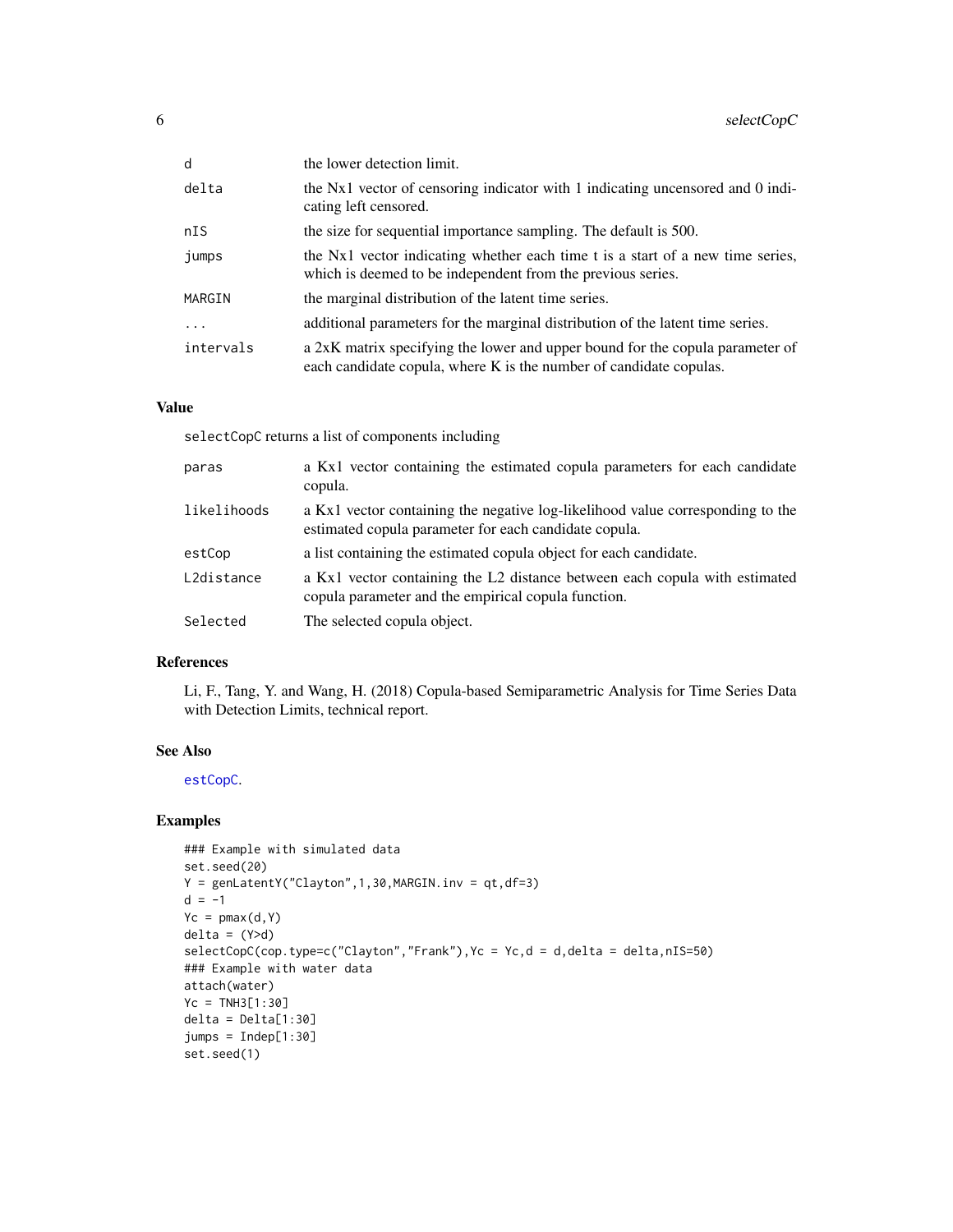| | |
|---|---|
| d | the lower detection limit. |
| delta | the Nx1 vector of censoring indicator with 1 indicating uncensored and 0 indicating left censored. |
| nIS | the size for sequential importance sampling. The default is 500. |
| jumps | the Nx1 vector indicating whether each time t is a start of a new time series, which is deemed to be independent from the previous series. |
| MARGIN | the marginal distribution of the latent time series. |
| ... | additional parameters for the marginal distribution of the latent time series. |
| intervals | a 2xK matrix specifying the lower and upper bound for the copula parameter of each candidate copula, where K is the number of candidate copulas. |

## Value

selectCopC returns a list of components including

| | |
|---|---|
| paras | a Kx1 vector containing the estimated copula parameters for each candidate copula. |
| likelihoods | a Kx1 vector containing the negative log-likelihood value corresponding to the estimated copula parameter for each candidate copula. |
| estCop | a list containing the estimated copula object for each candidate. |
| L2distance | a Kx1 vector containing the L2 distance between each copula with estimated copula parameter and the empirical copula function. |
| Selected | The selected copula object. |

## References

Li, F., Tang, Y. and Wang, H. (2018) Copula-based Semiparametric Analysis for Time Series Data with Detection Limits, technical report.

## See Also

estCopC.

## Examples

```
### Example with simulated data
set.seed(20)
Y = genLatentY("Clayton",1,30,MARGIN.inv = qt,df=3)
d = -1
Yc = pmax(d,Y)
delta = (Y>d)
selectCopC(cop.type=c("Clayton","Frank"),Yc = Yc,d = d,delta = delta,nIS=50)
### Example with water data
attach(water)
Yc = TNH3[1:30]
delta = Delta[1:30]
jumps = Indep[1:30]
set.seed(1)
```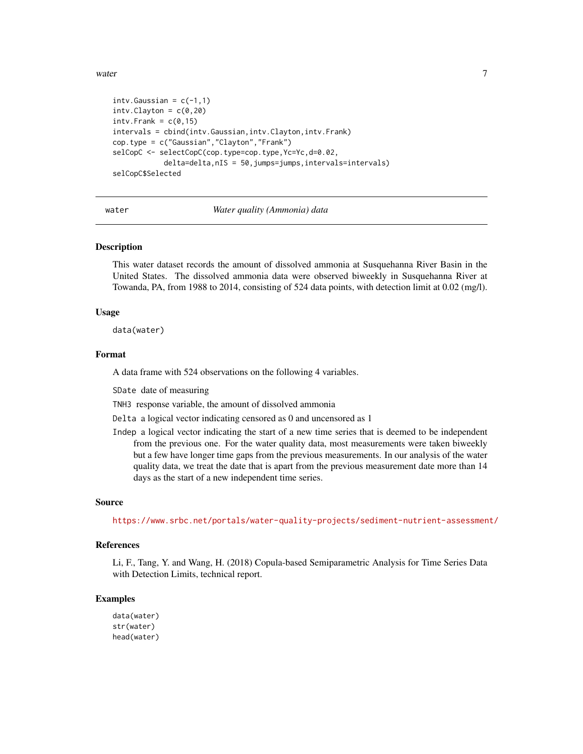```
intv.Gaussian = c(-1,1)
intv.Clayton = c(0,20)
intv.Frank = c(0,15)
intervals = cbind(intv.Gaussian,intv.Clayton,intv.Frank)
cop.type = c("Gaussian","Clayton","Frank")
selCopC <- selectCopC(cop.type=cop.type,Yc=Yc,d=0.02,
            delta=delta,nIS = 50,jumps=jumps,intervals=intervals)
selCopC$Selected
```

---

## water — *Water quality (Ammonia) data*

### Description

This water dataset records the amount of dissolved ammonia at Susquehanna River Basin in the United States. The dissolved ammonia data were observed biweekly in Susquehanna River at Towanda, PA, from 1988 to 2014, consisting of 524 data points, with detection limit at 0.02 (mg/l).

### Usage

```
data(water)
```

### Format

A data frame with 524 observations on the following 4 variables.

- `SDate` date of measuring
- `TNH3` response variable, the amount of dissolved ammonia
- `Delta` a logical vector indicating censored as 0 and uncensored as 1
- `Indep` a logical vector indicating the start of a new time series that is deemed to be independent from the previous one. For the water quality data, most measurements were taken biweekly but a few have longer time gaps from the previous measurements. In our analysis of the water quality data, we treat the date that is apart from the previous measurement date more than 14 days as the start of a new independent time series.

### Source

https://www.srbc.net/portals/water-quality-projects/sediment-nutrient-assessment/

### References

Li, F., Tang, Y. and Wang, H. (2018) Copula-based Semiparametric Analysis for Time Series Data with Detection Limits, technical report.

### Examples

```
data(water)
str(water)
head(water)
```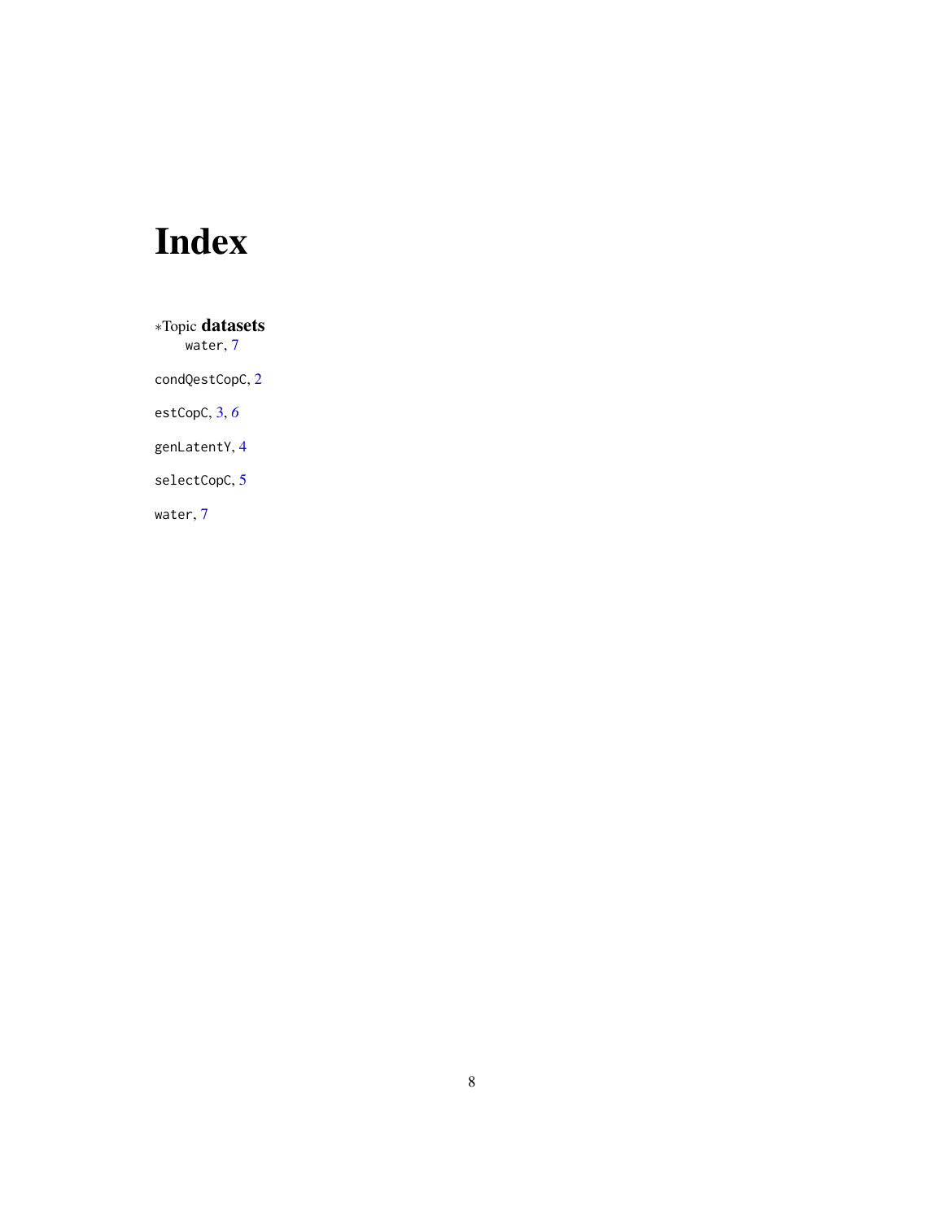# Index

*Topic **datasets**
  water, 7

condQestCopC, 2

estCopC, 3, *6*

genLatentY, 4

selectCopC, 5

water, 7